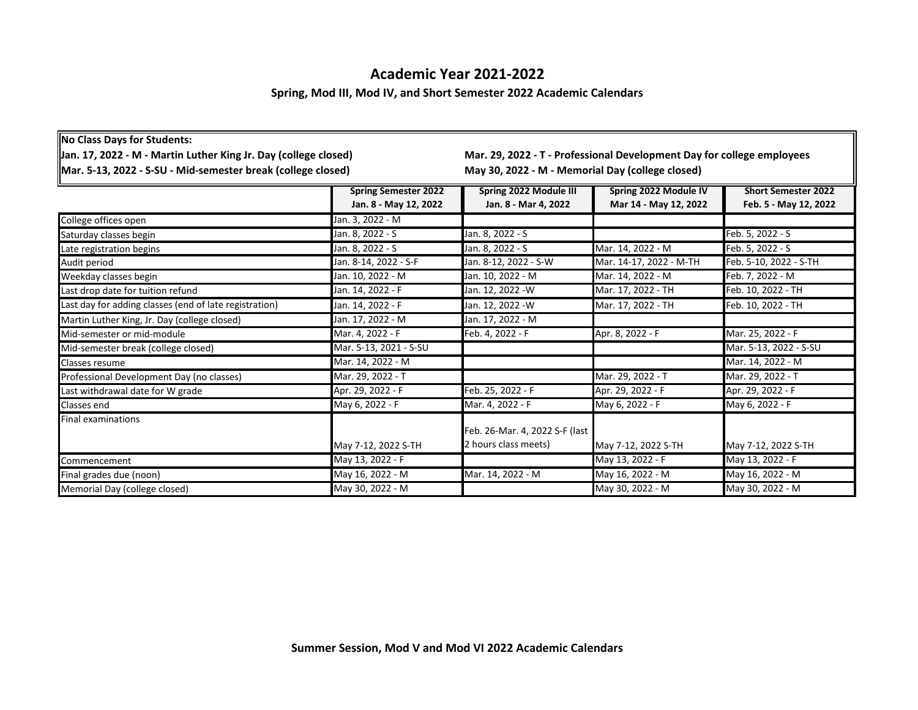# Academic Year 2021-2022

## Spring, Mod III, Mod IV, and Short Semester 2022 Academic Calendars

**No Class Days for Students:**

**Jan. 17, 2022 - M - Martin Luther King Jr. Day (college closed)**

**Mar. 5-13, 2022 - S-SU - Mid-semester break (college closed)**

**Mar. 29, 2022 - T - Professional Development Day for college employees**

**May 30, 2022 - M - Memorial Day (college closed)**

| | **Spring Semester 2022 Jan. 8 - May 12, 2022** | **Spring 2022 Module III Jan. 8 - Mar 4, 2022** | **Spring 2022 Module IV Mar 14 - May 12, 2022** | **Short Semester 2022 Feb. 5 - May 12, 2022** |
|---|---|---|---|---|
| College offices open | Jan. 3, 2022 - M | | | |
| Saturday classes begin | Jan. 8, 2022 - S | Jan. 8, 2022 - S | | Feb. 5, 2022 - S |
| Late registration begins | Jan. 8, 2022 - S | Jan. 8, 2022 - S | Mar. 14, 2022 - M | Feb. 5, 2022 - S |
| Audit period | Jan. 8-14, 2022 - S-F | Jan. 8-12, 2022 - S-W | Mar. 14-17, 2022 - M-TH | Feb. 5-10, 2022 - S-TH |
| Weekday classes begin | Jan. 10, 2022 - M | Jan. 10, 2022 - M | Mar. 14, 2022 - M | Feb. 7, 2022 - M |
| Last drop date for tuition refund | Jan. 14, 2022 - F | Jan. 12, 2022 -W | Mar. 17, 2022 - TH | Feb. 10, 2022 - TH |
| Last day for adding classes (end of late registration) | Jan. 14, 2022 - F | Jan. 12, 2022 -W | Mar. 17, 2022 - TH | Feb. 10, 2022 - TH |
| Martin Luther King, Jr. Day (college closed) | Jan. 17, 2022 - M | Jan. 17, 2022 - M | | |
| Mid-semester or mid-module | Mar. 4, 2022 - F | Feb. 4, 2022 - F | Apr. 8, 2022 - F | Mar. 25, 2022 - F |
| Mid-semester break (college closed) | Mar. 5-13, 2021 - S-SU | | | Mar. 5-13, 2022 - S-SU |
| Classes resume | Mar. 14, 2022 - M | | | Mar. 14, 2022 - M |
| Professional Development Day (no classes) | Mar. 29, 2022 - T | | Mar. 29, 2022 - T | Mar. 29, 2022 - T |
| Last withdrawal date for W grade | Apr. 29, 2022 - F | Feb. 25, 2022 - F | Apr. 29, 2022 - F | Apr. 29, 2022 - F |
| Classes end | May 6, 2022 - F | Mar. 4, 2022 - F | May 6, 2022 - F | May 6, 2022 - F |
| Final examinations | May 7-12, 2022 S-TH | Feb. 26-Mar. 4, 2022 S-F (last 2 hours class meets) | May 7-12, 2022 S-TH | May 7-12, 2022 S-TH |
| Commencement | May 13, 2022 - F | | May 13, 2022 - F | May 13, 2022 - F |
| Final grades due (noon) | May 16, 2022 - M | Mar. 14, 2022 - M | May 16, 2022 - M | May 16, 2022 - M |
| Memorial Day (college closed) | May 30, 2022 - M | | May 30, 2022 - M | May 30, 2022 - M |

## Summer Session, Mod V and Mod VI 2022 Academic Calendars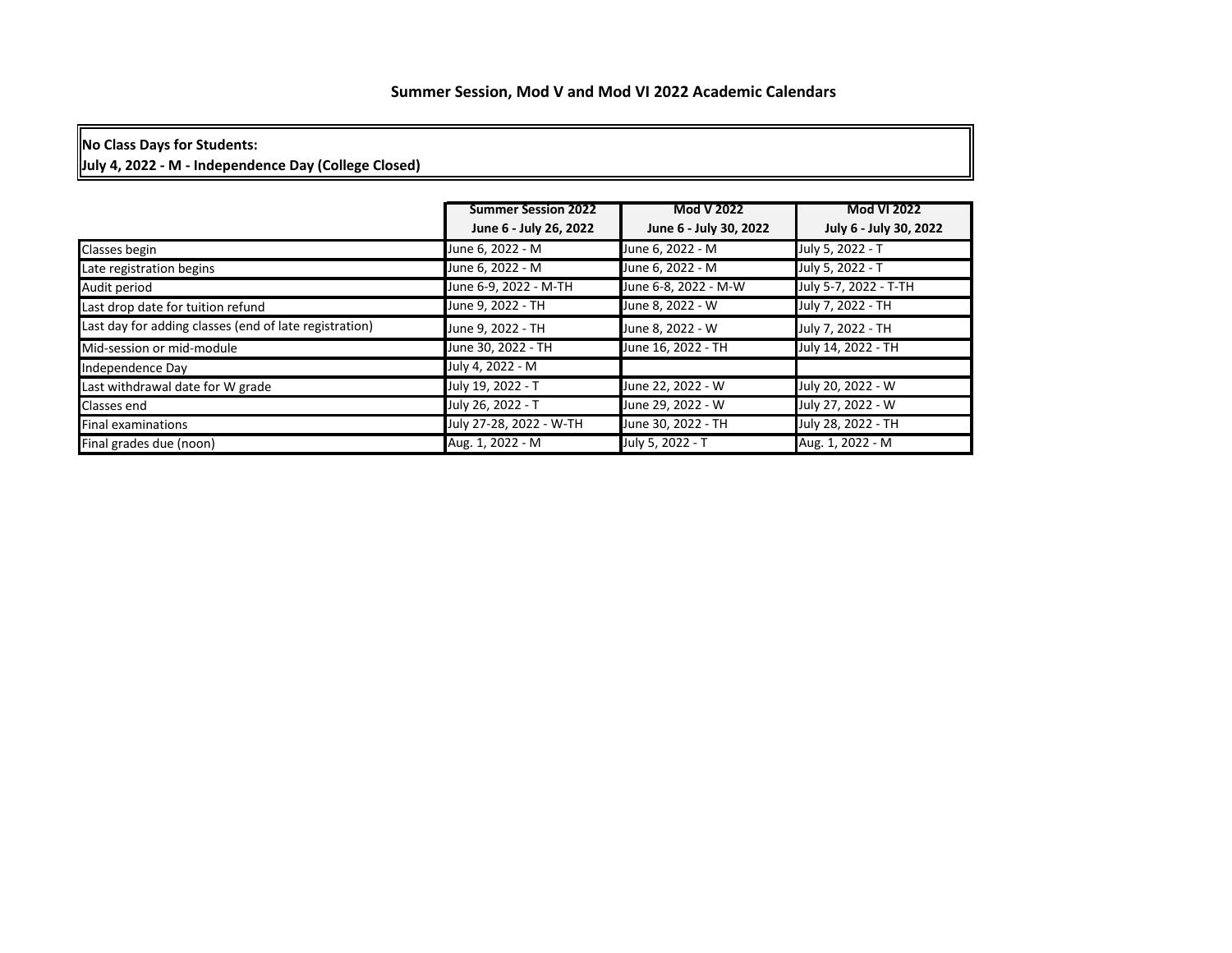## Summer Session, Mod V and Mod VI 2022 Academic Calendars

**No Class Days for Students:**
**July 4, 2022 - M - Independence Day (College Closed)**

| | Summer Session 2022 June 6 - July 26, 2022 | Mod V 2022 June 6 - July 30, 2022 | Mod VI 2022 July 6 - July 30, 2022 |
|---|---|---|---|
| Classes begin | June 6, 2022 - M | June 6, 2022 - M | July 5, 2022 - T |
| Late registration begins | June 6, 2022 - M | June 6, 2022 - M | July 5, 2022 - T |
| Audit period | June 6-9, 2022 - M-TH | June 6-8, 2022 - M-W | July 5-7, 2022 - T-TH |
| Last drop date for tuition refund | June 9, 2022 - TH | June 8, 2022 - W | July 7, 2022 - TH |
| Last day for adding classes (end of late registration) | June 9, 2022 - TH | June 8, 2022 - W | July 7, 2022 - TH |
| Mid-session or mid-module | June 30, 2022 - TH | June 16, 2022 - TH | July 14, 2022 - TH |
| Independence Day | July 4, 2022 - M | | |
| Last withdrawal date for W grade | July 19, 2022 - T | June 22, 2022 - W | July 20, 2022 - W |
| Classes end | July 26, 2022 - T | June 29, 2022 - W | July 27, 2022 - W |
| Final examinations | July 27-28, 2022 - W-TH | June 30, 2022 - TH | July 28, 2022 - TH |
| Final grades due (noon) | Aug. 1, 2022 - M | July 5, 2022 - T | Aug. 1, 2022 - M |